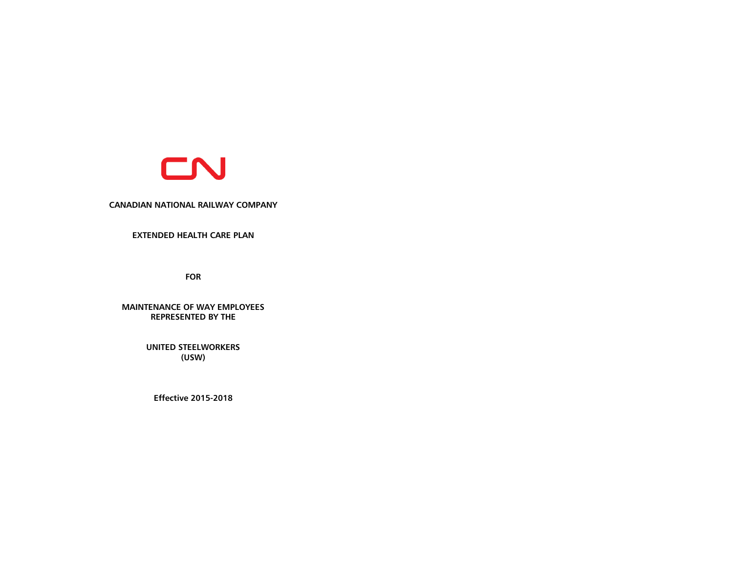# CANADIAN NATIONAL RAILWAY COMPANY

## EXTENDED HEALTH CARE PLAN

**FOR**

**MAINTENANCE OF WAY EMPLOYEES**
**REPRESENTED BY THE**

**UNITED STEELWORKERS**
**(USW)**

**Effective 2015-2018**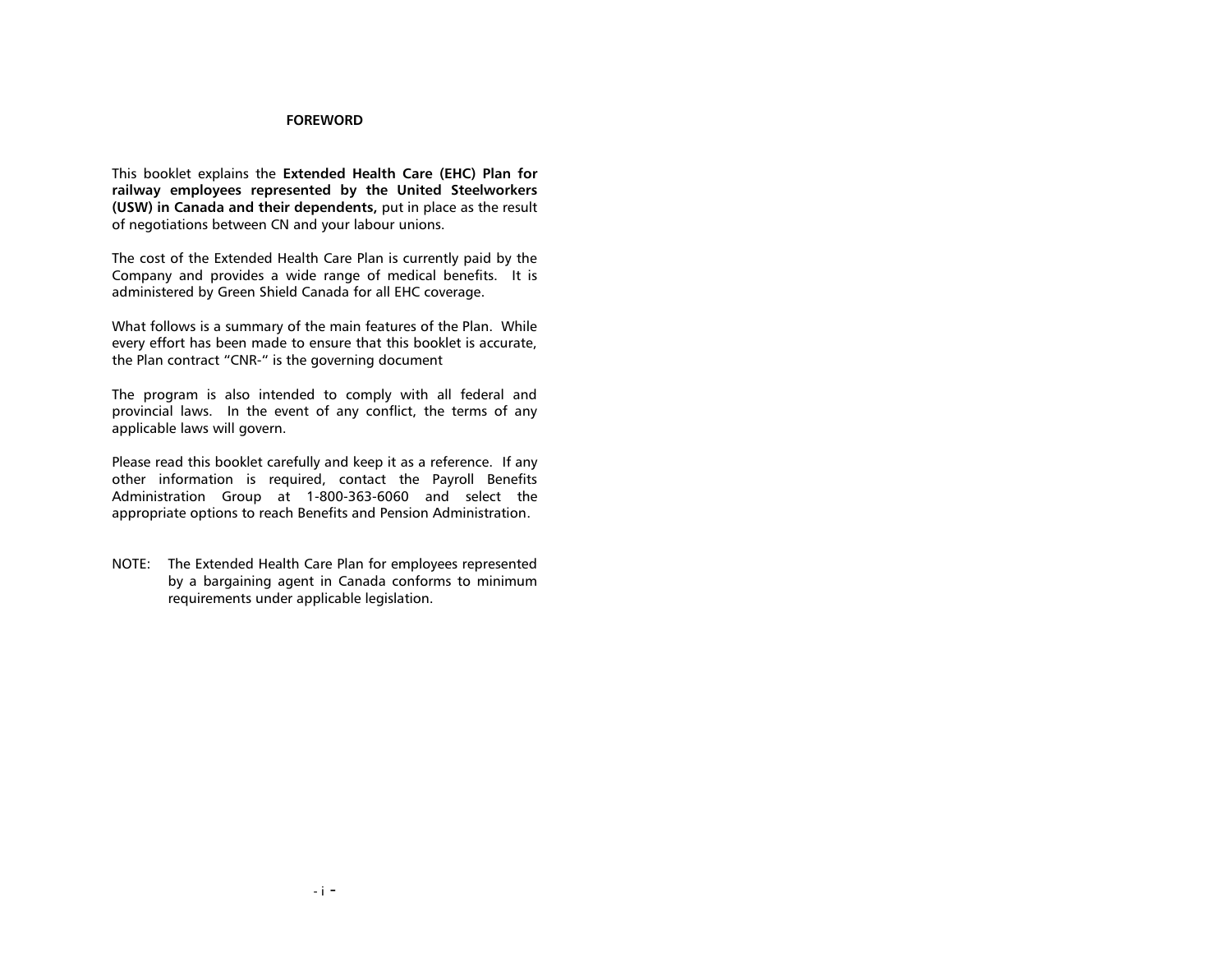# FOREWORD

This booklet explains the **Extended Health Care (EHC) Plan for railway employees represented by the United Steelworkers (USW) in Canada and their dependents,** put in place as the result of negotiations between CN and your labour unions.

The cost of the Extended Health Care Plan is currently paid by the Company and provides a wide range of medical benefits. It is administered by Green Shield Canada for all EHC coverage.

What follows is a summary of the main features of the Plan. While every effort has been made to ensure that this booklet is accurate, the Plan contract "CNR-" is the governing document

The program is also intended to comply with all federal and provincial laws. In the event of any conflict, the terms of any applicable laws will govern.

Please read this booklet carefully and keep it as a reference. If any other information is required, contact the Payroll Benefits Administration Group at 1-800-363-6060 and select the appropriate options to reach Benefits and Pension Administration.

NOTE: The Extended Health Care Plan for employees represented by a bargaining agent in Canada conforms to minimum requirements under applicable legislation.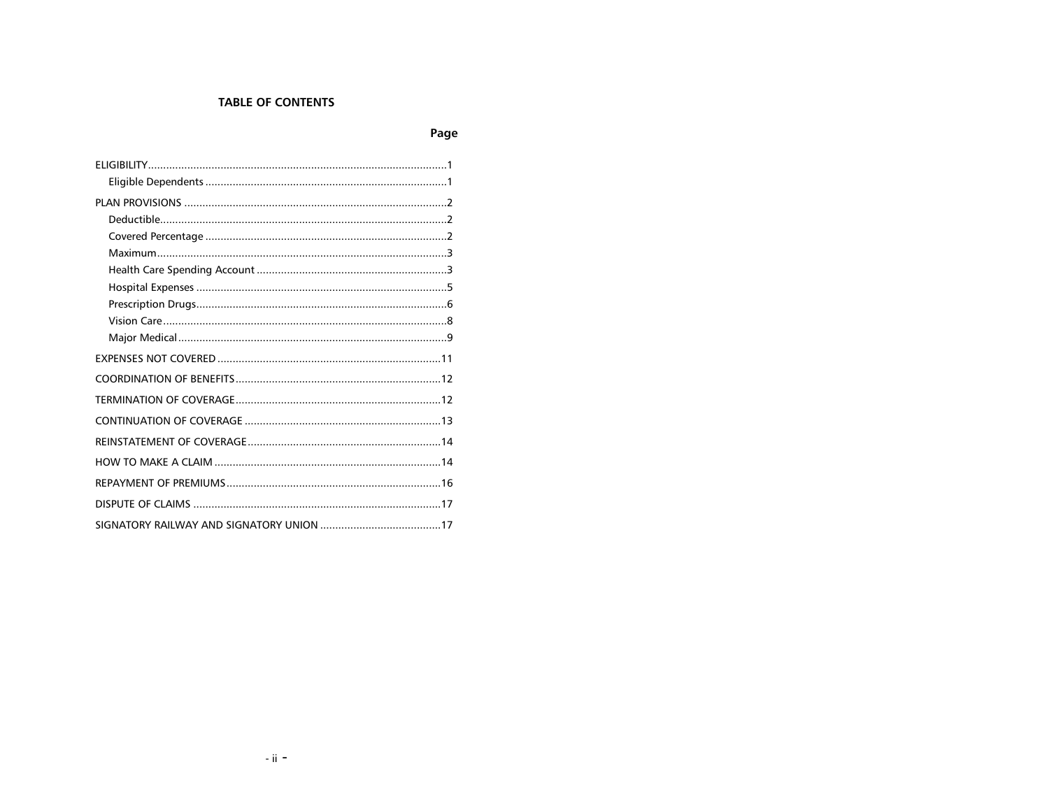# TABLE OF CONTENTS

| | Page |
|---|---|
| ELIGIBILITY | 1 |
| Eligible Dependents | 1 |
| PLAN PROVISIONS | 2 |
| Deductible | 2 |
| Covered Percentage | 2 |
| Maximum | 3 |
| Health Care Spending Account | 3 |
| Hospital Expenses | 5 |
| Prescription Drugs | 6 |
| Vision Care | 8 |
| Major Medical | 9 |
| EXPENSES NOT COVERED | 11 |
| COORDINATION OF BENEFITS | 12 |
| TERMINATION OF COVERAGE | 12 |
| CONTINUATION OF COVERAGE | 13 |
| REINSTATEMENT OF COVERAGE | 14 |
| HOW TO MAKE A CLAIM | 14 |
| REPAYMENT OF PREMIUMS | 16 |
| DISPUTE OF CLAIMS | 17 |
| SIGNATORY RAILWAY AND SIGNATORY UNION | 17 |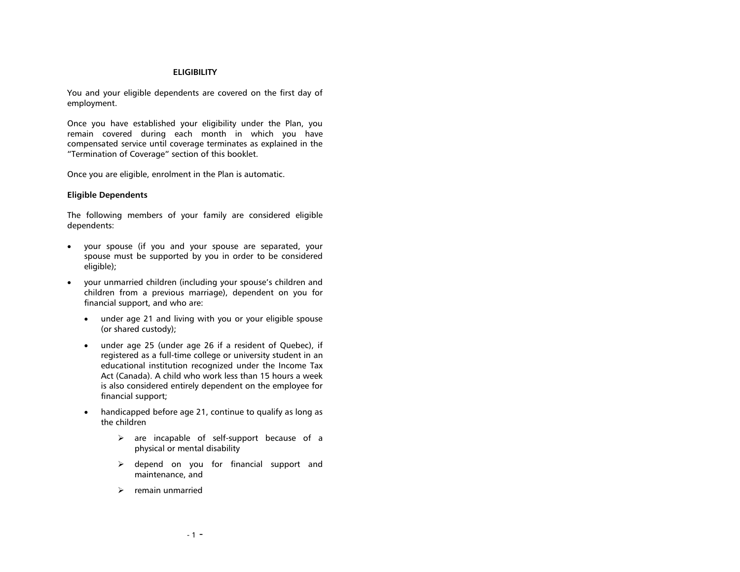## ELIGIBILITY

You and your eligible dependents are covered on the first day of employment.

Once you have established your eligibility under the Plan, you remain covered during each month in which you have compensated service until coverage terminates as explained in the "Termination of Coverage" section of this booklet.

Once you are eligible, enrolment in the Plan is automatic.

### Eligible Dependents

The following members of your family are considered eligible dependents:

- your spouse (if you and your spouse are separated, your spouse must be supported by you in order to be considered eligible);
- your unmarried children (including your spouse's children and children from a previous marriage), dependent on you for financial support, and who are:
  - under age 21 and living with you or your eligible spouse (or shared custody);
  - under age 25 (under age 26 if a resident of Quebec), if registered as a full-time college or university student in an educational institution recognized under the Income Tax Act (Canada). A child who work less than 15 hours a week is also considered entirely dependent on the employee for financial support;
  - handicapped before age 21, continue to qualify as long as the children
    - are incapable of self-support because of a physical or mental disability
    - depend on you for financial support and maintenance, and
    - remain unmarried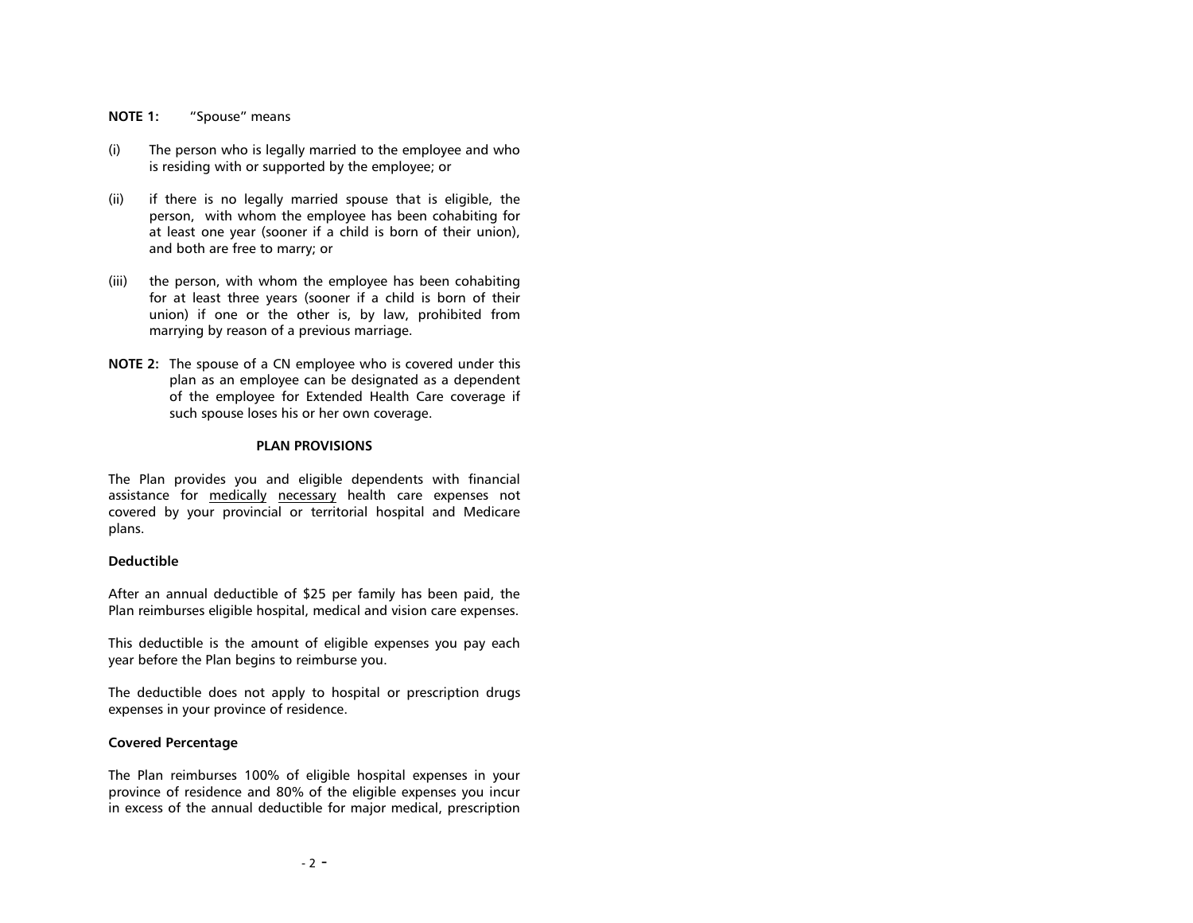**NOTE 1:** "Spouse" means

(i) The person who is legally married to the employee and who is residing with or supported by the employee; or

(ii) if there is no legally married spouse that is eligible, the person, with whom the employee has been cohabiting for at least one year (sooner if a child is born of their union), and both are free to marry; or

(iii) the person, with whom the employee has been cohabiting for at least three years (sooner if a child is born of their union) if one or the other is, by law, prohibited from marrying by reason of a previous marriage.

**NOTE 2:** The spouse of a CN employee who is covered under this plan as an employee can be designated as a dependent of the employee for Extended Health Care coverage if such spouse loses his or her own coverage.

## PLAN PROVISIONS

The Plan provides you and eligible dependents with financial assistance for <u>medically</u> <u>necessary</u> health care expenses not covered by your provincial or territorial hospital and Medicare plans.

### Deductible

After an annual deductible of $25 per family has been paid, the Plan reimburses eligible hospital, medical and vision care expenses.

This deductible is the amount of eligible expenses you pay each year before the Plan begins to reimburse you.

The deductible does not apply to hospital or prescription drugs expenses in your province of residence.

### Covered Percentage

The Plan reimburses 100% of eligible hospital expenses in your province of residence and 80% of the eligible expenses you incur in excess of the annual deductible for major medical, prescription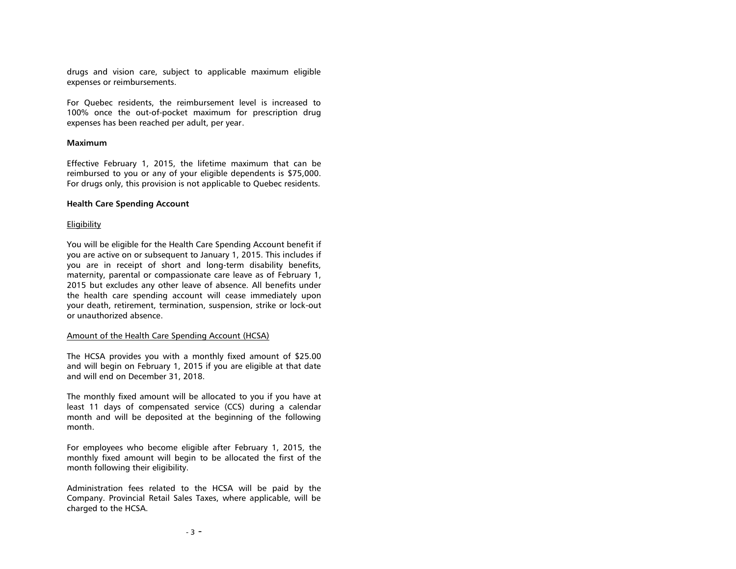drugs and vision care, subject to applicable maximum eligible expenses or reimbursements.

For Quebec residents, the reimbursement level is increased to 100% once the out-of-pocket maximum for prescription drug expenses has been reached per adult, per year.

**Maximum**

Effective February 1, 2015, the lifetime maximum that can be reimbursed to you or any of your eligible dependents is $75,000. For drugs only, this provision is not applicable to Quebec residents.

**Health Care Spending Account**

Eligibility

You will be eligible for the Health Care Spending Account benefit if you are active on or subsequent to January 1, 2015. This includes if you are in receipt of short and long-term disability benefits, maternity, parental or compassionate care leave as of February 1, 2015 but excludes any other leave of absence. All benefits under the health care spending account will cease immediately upon your death, retirement, termination, suspension, strike or lock-out or unauthorized absence.

Amount of the Health Care Spending Account (HCSA)

The HCSA provides you with a monthly fixed amount of $25.00 and will begin on February 1, 2015 if you are eligible at that date and will end on December 31, 2018.

The monthly fixed amount will be allocated to you if you have at least 11 days of compensated service (CCS) during a calendar month and will be deposited at the beginning of the following month.

For employees who become eligible after February 1, 2015, the monthly fixed amount will begin to be allocated the first of the month following their eligibility.

Administration fees related to the HCSA will be paid by the Company. Provincial Retail Sales Taxes, where applicable, will be charged to the HCSA.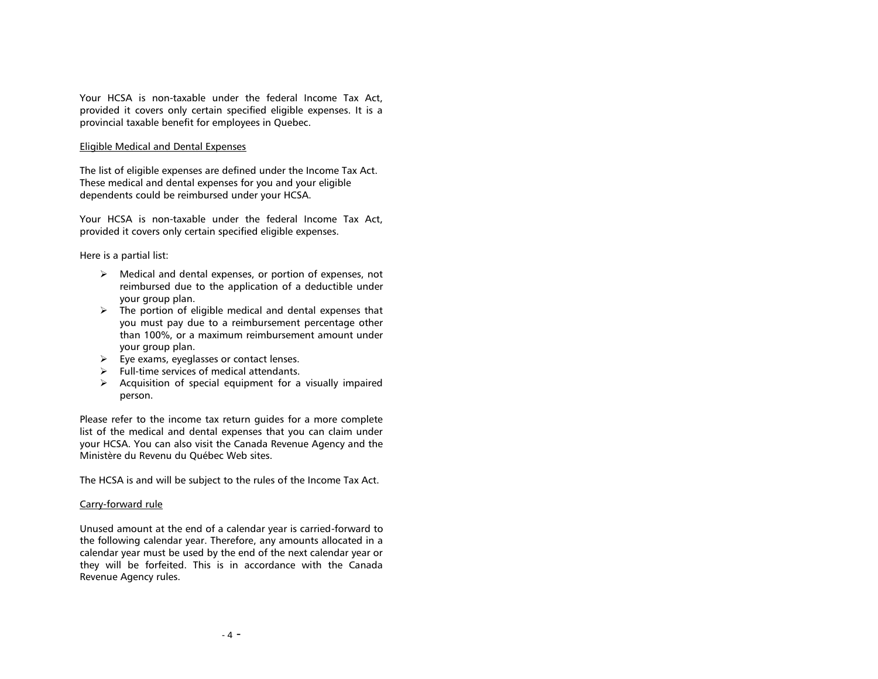Your HCSA is non-taxable under the federal Income Tax Act, provided it covers only certain specified eligible expenses. It is a provincial taxable benefit for employees in Quebec.

Eligible Medical and Dental Expenses

The list of eligible expenses are defined under the Income Tax Act. These medical and dental expenses for you and your eligible dependents could be reimbursed under your HCSA.

Your HCSA is non-taxable under the federal Income Tax Act, provided it covers only certain specified eligible expenses.

Here is a partial list:

- Medical and dental expenses, or portion of expenses, not reimbursed due to the application of a deductible under your group plan.
- The portion of eligible medical and dental expenses that you must pay due to a reimbursement percentage other than 100%, or a maximum reimbursement amount under your group plan.
- Eye exams, eyeglasses or contact lenses.
- Full-time services of medical attendants.
- Acquisition of special equipment for a visually impaired person.

Please refer to the income tax return guides for a more complete list of the medical and dental expenses that you can claim under your HCSA. You can also visit the Canada Revenue Agency and the Ministère du Revenu du Québec Web sites.

The HCSA is and will be subject to the rules of the Income Tax Act.

Carry-forward rule

Unused amount at the end of a calendar year is carried-forward to the following calendar year. Therefore, any amounts allocated in a calendar year must be used by the end of the next calendar year or they will be forfeited. This is in accordance with the Canada Revenue Agency rules.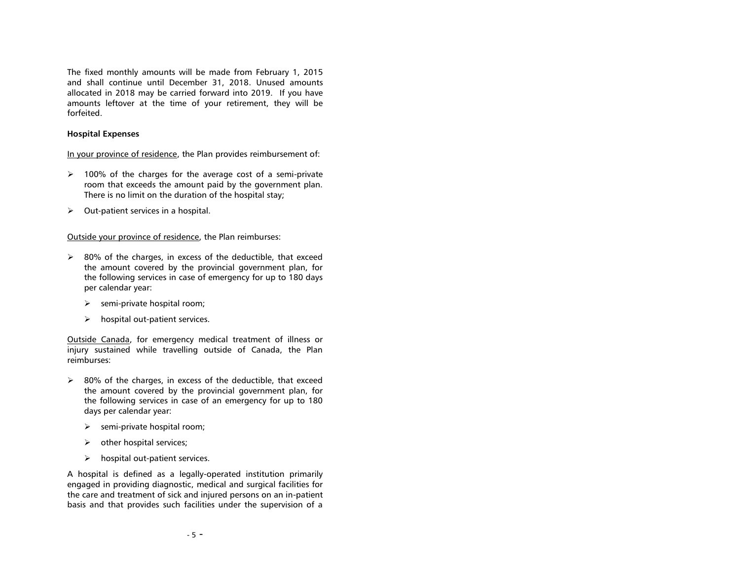The fixed monthly amounts will be made from February 1, 2015 and shall continue until December 31, 2018. Unused amounts allocated in 2018 may be carried forward into 2019. If you have amounts leftover at the time of your retirement, they will be forfeited.

**Hospital Expenses**

In your province of residence, the Plan provides reimbursement of:

- 100% of the charges for the average cost of a semi-private room that exceeds the amount paid by the government plan. There is no limit on the duration of the hospital stay;
- Out-patient services in a hospital.

Outside your province of residence, the Plan reimburses:

- 80% of the charges, in excess of the deductible, that exceed the amount covered by the provincial government plan, for the following services in case of emergency for up to 180 days per calendar year:
  - semi-private hospital room;
  - hospital out-patient services.

Outside Canada, for emergency medical treatment of illness or injury sustained while travelling outside of Canada, the Plan reimburses:

- 80% of the charges, in excess of the deductible, that exceed the amount covered by the provincial government plan, for the following services in case of an emergency for up to 180 days per calendar year:
  - semi-private hospital room;
  - other hospital services;
  - hospital out-patient services.

A hospital is defined as a legally-operated institution primarily engaged in providing diagnostic, medical and surgical facilities for the care and treatment of sick and injured persons on an in-patient basis and that provides such facilities under the supervision of a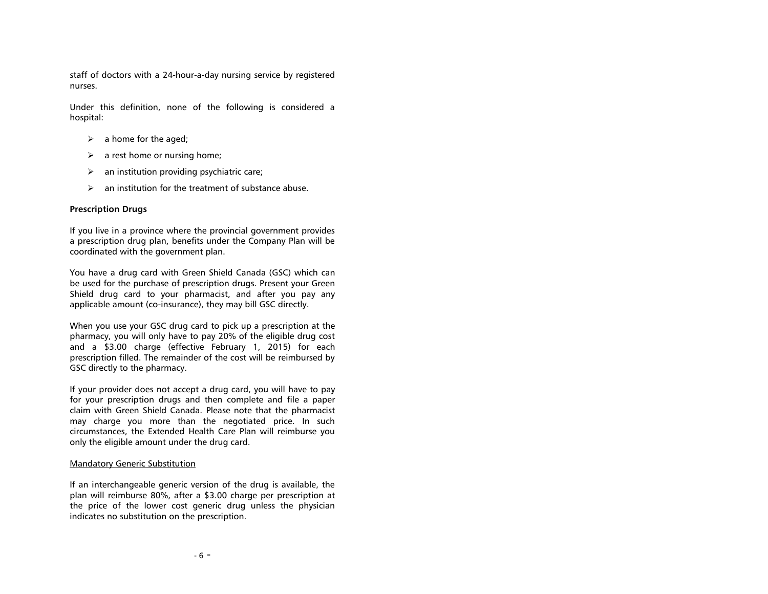staff of doctors with a 24-hour-a-day nursing service by registered nurses.

Under this definition, none of the following is considered a hospital:

- a home for the aged;
- a rest home or nursing home;
- an institution providing psychiatric care;
- an institution for the treatment of substance abuse.

**Prescription Drugs**

If you live in a province where the provincial government provides a prescription drug plan, benefits under the Company Plan will be coordinated with the government plan.

You have a drug card with Green Shield Canada (GSC) which can be used for the purchase of prescription drugs. Present your Green Shield drug card to your pharmacist, and after you pay any applicable amount (co-insurance), they may bill GSC directly.

When you use your GSC drug card to pick up a prescription at the pharmacy, you will only have to pay 20% of the eligible drug cost and a $3.00 charge (effective February 1, 2015) for each prescription filled. The remainder of the cost will be reimbursed by GSC directly to the pharmacy.

If your provider does not accept a drug card, you will have to pay for your prescription drugs and then complete and file a paper claim with Green Shield Canada. Please note that the pharmacist may charge you more than the negotiated price. In such circumstances, the Extended Health Care Plan will reimburse you only the eligible amount under the drug card.

<u>Mandatory Generic Substitution</u>

If an interchangeable generic version of the drug is available, the plan will reimburse 80%, after a $3.00 charge per prescription at the price of the lower cost generic drug unless the physician indicates no substitution on the prescription.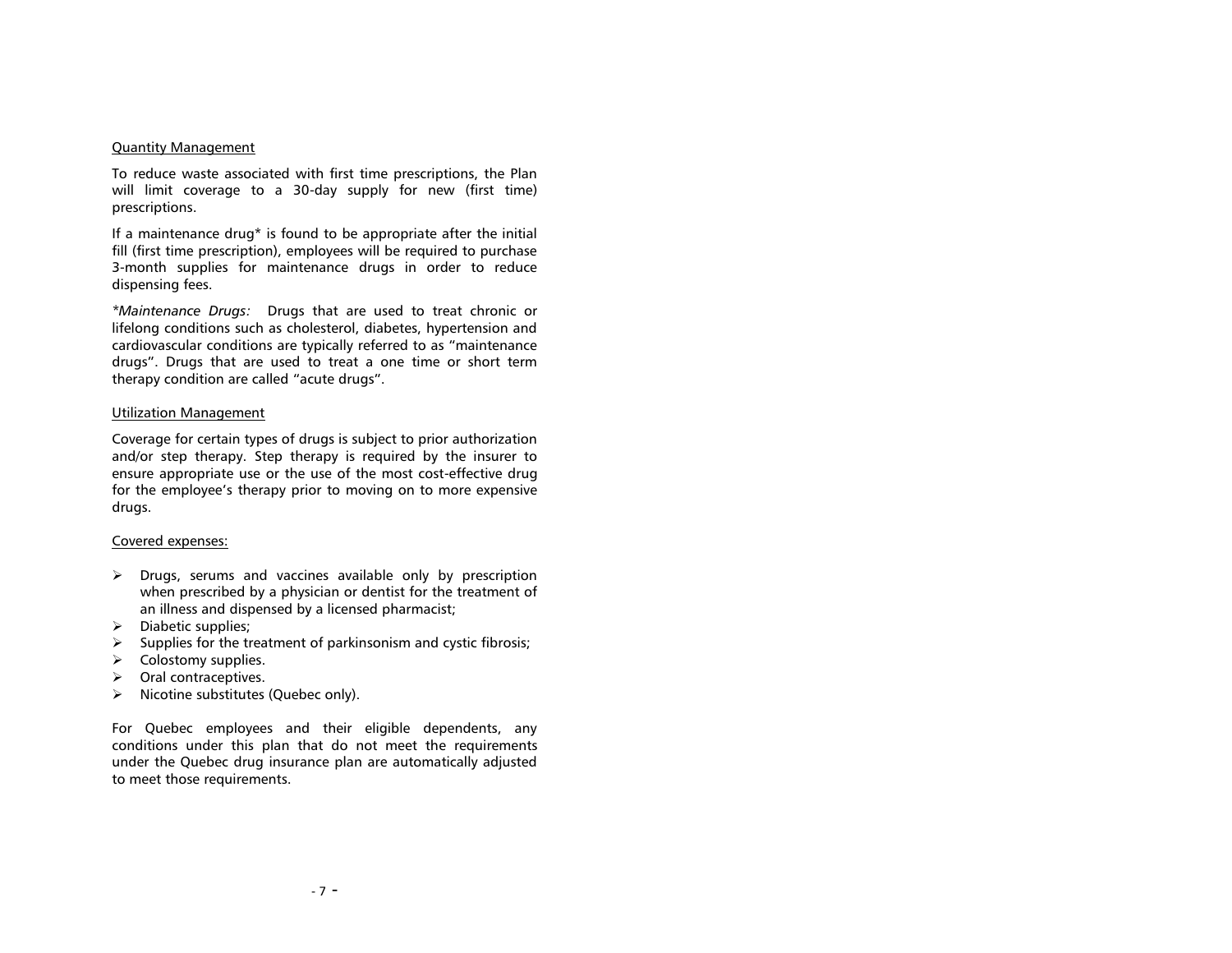Quantity Management

To reduce waste associated with first time prescriptions, the Plan will limit coverage to a 30-day supply for new (first time) prescriptions.

If a maintenance drug* is found to be appropriate after the initial fill (first time prescription), employees will be required to purchase 3-month supplies for maintenance drugs in order to reduce dispensing fees.

*\*Maintenance Drugs:* Drugs that are used to treat chronic or lifelong conditions such as cholesterol, diabetes, hypertension and cardiovascular conditions are typically referred to as "maintenance drugs". Drugs that are used to treat a one time or short term therapy condition are called "acute drugs".

Utilization Management

Coverage for certain types of drugs is subject to prior authorization and/or step therapy. Step therapy is required by the insurer to ensure appropriate use or the use of the most cost-effective drug for the employee's therapy prior to moving on to more expensive drugs.

Covered expenses:

- Drugs, serums and vaccines available only by prescription when prescribed by a physician or dentist for the treatment of an illness and dispensed by a licensed pharmacist;
- Diabetic supplies;
- Supplies for the treatment of parkinsonism and cystic fibrosis;
- Colostomy supplies.
- Oral contraceptives.
- Nicotine substitutes (Quebec only).

For Quebec employees and their eligible dependents, any conditions under this plan that do not meet the requirements under the Quebec drug insurance plan are automatically adjusted to meet those requirements.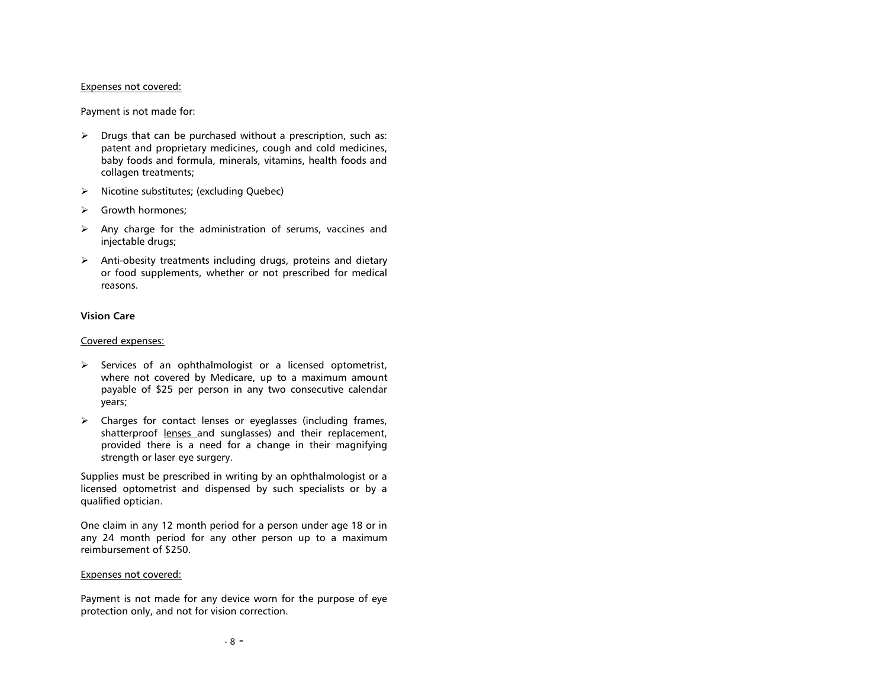Expenses not covered:

Payment is not made for:

- Drugs that can be purchased without a prescription, such as: patent and proprietary medicines, cough and cold medicines, baby foods and formula, minerals, vitamins, health foods and collagen treatments;
- Nicotine substitutes; (excluding Quebec)
- Growth hormones;
- Any charge for the administration of serums, vaccines and injectable drugs;
- Anti-obesity treatments including drugs, proteins and dietary or food supplements, whether or not prescribed for medical reasons.

**Vision Care**

Covered expenses:

- Services of an ophthalmologist or a licensed optometrist, where not covered by Medicare, up to a maximum amount payable of $25 per person in any two consecutive calendar years;
- Charges for contact lenses or eyeglasses (including frames, shatterproof lenses and sunglasses) and their replacement, provided there is a need for a change in their magnifying strength or laser eye surgery.

Supplies must be prescribed in writing by an ophthalmologist or a licensed optometrist and dispensed by such specialists or by a qualified optician.

One claim in any 12 month period for a person under age 18 or in any 24 month period for any other person up to a maximum reimbursement of $250.

Expenses not covered:

Payment is not made for any device worn for the purpose of eye protection only, and not for vision correction.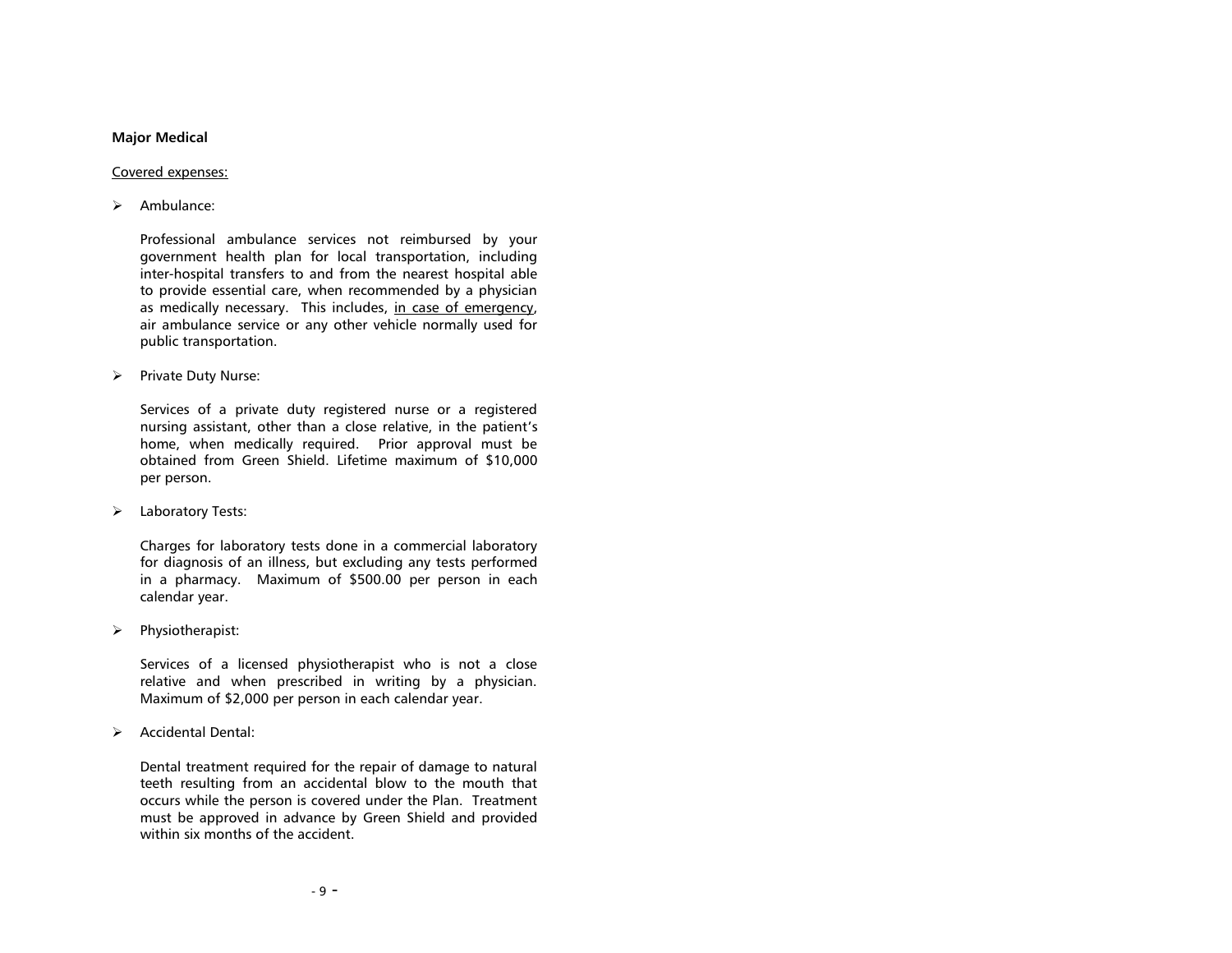**Major Medical**

Covered expenses:

- Ambulance:

  Professional ambulance services not reimbursed by your government health plan for local transportation, including inter-hospital transfers to and from the nearest hospital able to provide essential care, when recommended by a physician as medically necessary. This includes, <u>in case of emergency</u>, air ambulance service or any other vehicle normally used for public transportation.

- Private Duty Nurse:

  Services of a private duty registered nurse or a registered nursing assistant, other than a close relative, in the patient's home, when medically required. Prior approval must be obtained from Green Shield. Lifetime maximum of $10,000 per person.

- Laboratory Tests:

  Charges for laboratory tests done in a commercial laboratory for diagnosis of an illness, but excluding any tests performed in a pharmacy. Maximum of $500.00 per person in each calendar year.

- Physiotherapist:

  Services of a licensed physiotherapist who is not a close relative and when prescribed in writing by a physician. Maximum of $2,000 per person in each calendar year.

- Accidental Dental:

  Dental treatment required for the repair of damage to natural teeth resulting from an accidental blow to the mouth that occurs while the person is covered under the Plan. Treatment must be approved in advance by Green Shield and provided within six months of the accident.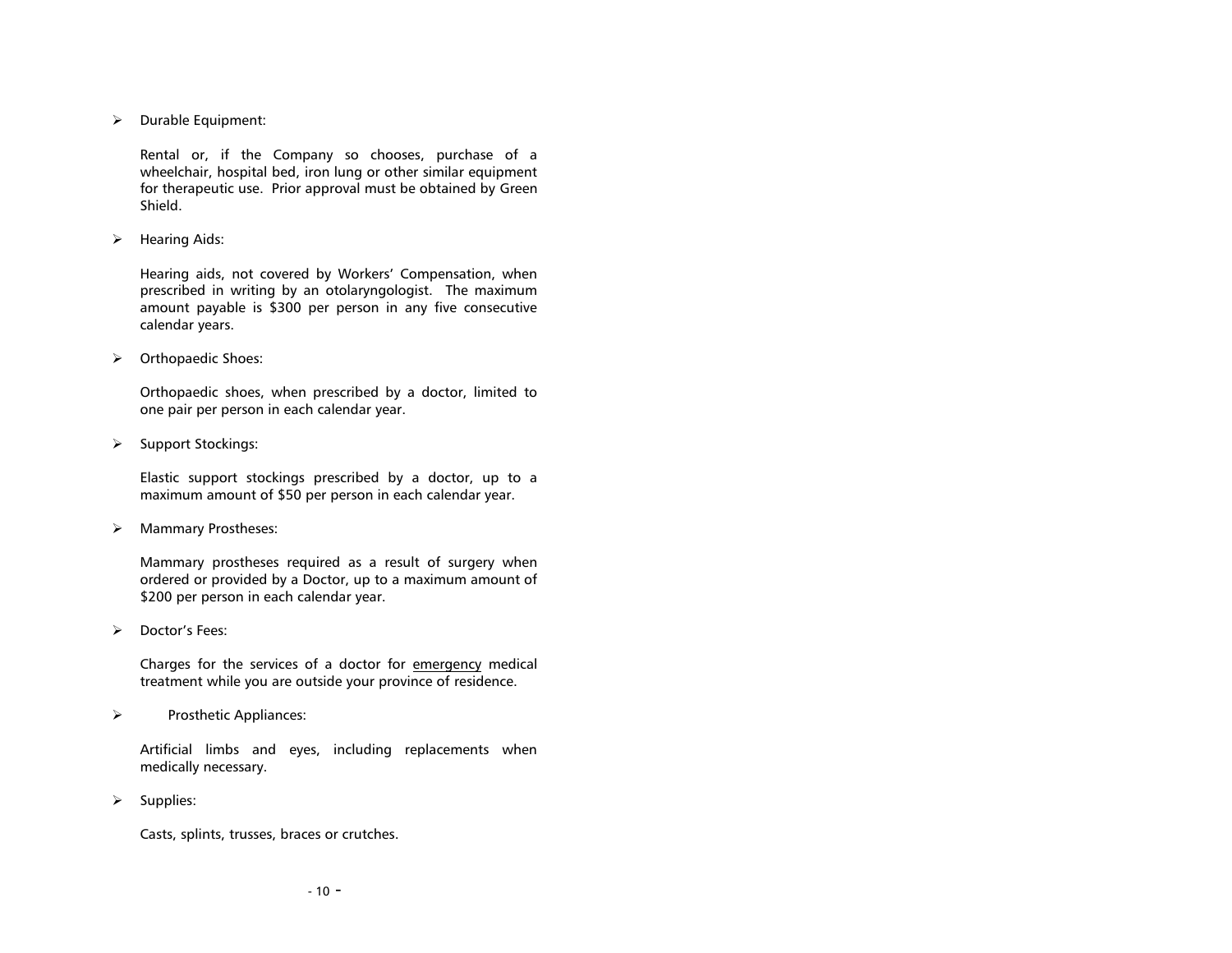- Durable Equipment:

  Rental or, if the Company so chooses, purchase of a wheelchair, hospital bed, iron lung or other similar equipment for therapeutic use. Prior approval must be obtained by Green Shield.

- Hearing Aids:

  Hearing aids, not covered by Workers' Compensation, when prescribed in writing by an otolaryngologist. The maximum amount payable is $300 per person in any five consecutive calendar years.

- Orthopaedic Shoes:

  Orthopaedic shoes, when prescribed by a doctor, limited to one pair per person in each calendar year.

- Support Stockings:

  Elastic support stockings prescribed by a doctor, up to a maximum amount of $50 per person in each calendar year.

- Mammary Prostheses:

  Mammary prostheses required as a result of surgery when ordered or provided by a Doctor, up to a maximum amount of $200 per person in each calendar year.

- Doctor's Fees:

  Charges for the services of a doctor for <u>emergency</u> medical treatment while you are outside your province of residence.

- Prosthetic Appliances:

  Artificial limbs and eyes, including replacements when medically necessary.

- Supplies:

  Casts, splints, trusses, braces or crutches.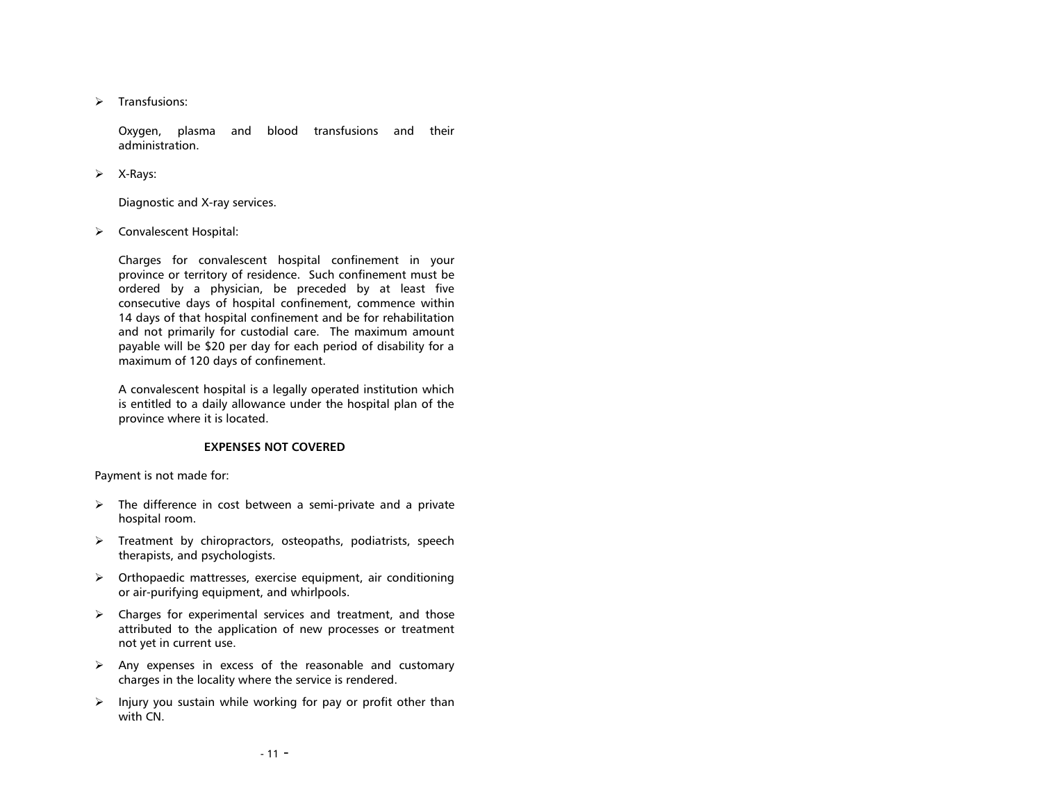- Transfusions:

  Oxygen, plasma and blood transfusions and their administration.

- X-Rays:

  Diagnostic and X-ray services.

- Convalescent Hospital:

  Charges for convalescent hospital confinement in your province or territory of residence. Such confinement must be ordered by a physician, be preceded by at least five consecutive days of hospital confinement, commence within 14 days of that hospital confinement and be for rehabilitation and not primarily for custodial care. The maximum amount payable will be $20 per day for each period of disability for a maximum of 120 days of confinement.

  A convalescent hospital is a legally operated institution which is entitled to a daily allowance under the hospital plan of the province where it is located.

**EXPENSES NOT COVERED**

Payment is not made for:

- The difference in cost between a semi-private and a private hospital room.
- Treatment by chiropractors, osteopaths, podiatrists, speech therapists, and psychologists.
- Orthopaedic mattresses, exercise equipment, air conditioning or air-purifying equipment, and whirlpools.
- Charges for experimental services and treatment, and those attributed to the application of new processes or treatment not yet in current use.
- Any expenses in excess of the reasonable and customary charges in the locality where the service is rendered.
- Injury you sustain while working for pay or profit other than with CN.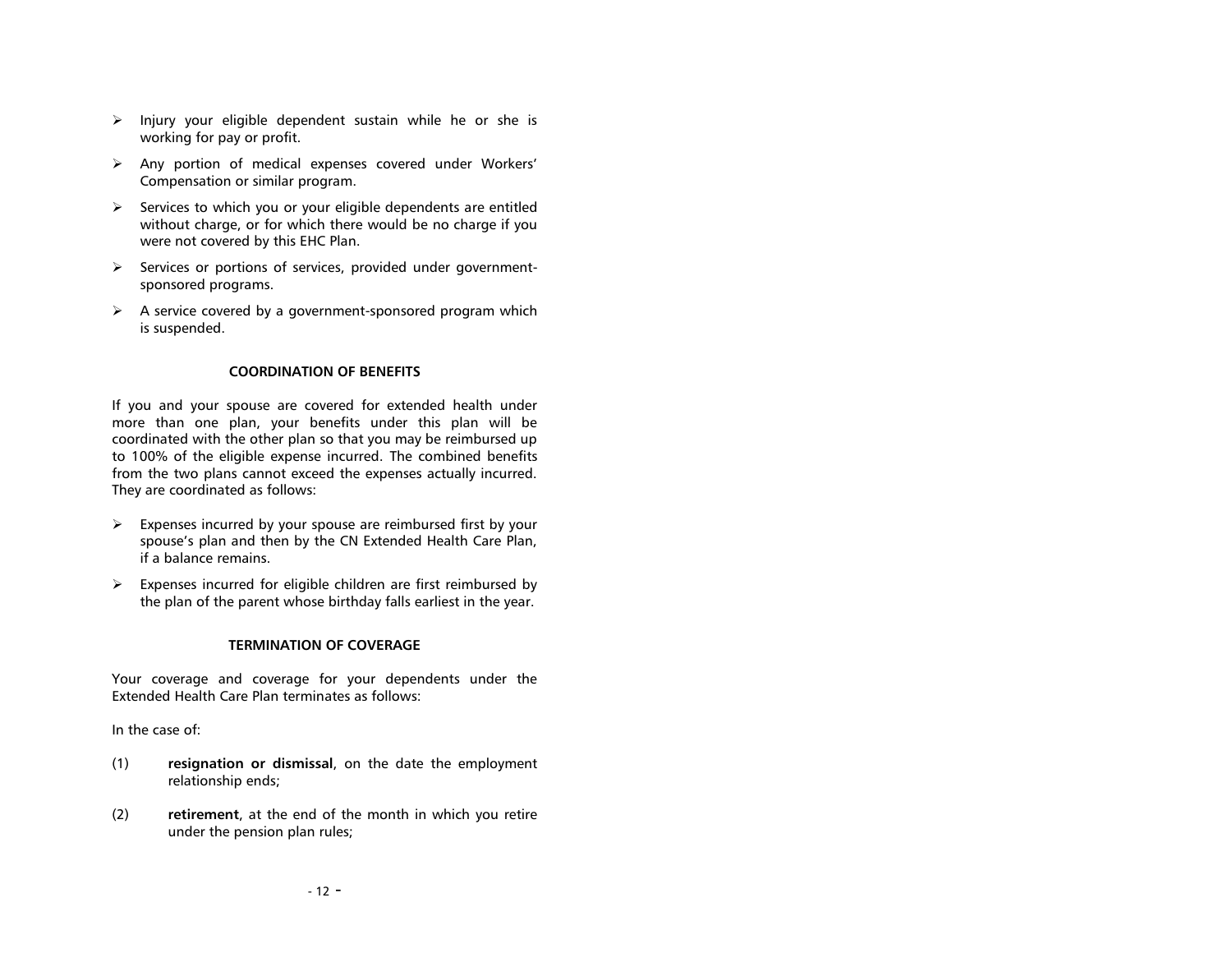- Injury your eligible dependent sustain while he or she is working for pay or profit.
- Any portion of medical expenses covered under Workers' Compensation or similar program.
- Services to which you or your eligible dependents are entitled without charge, or for which there would be no charge if you were not covered by this EHC Plan.
- Services or portions of services, provided under government-sponsored programs.
- A service covered by a government-sponsored program which is suspended.

## COORDINATION OF BENEFITS

If you and your spouse are covered for extended health under more than one plan, your benefits under this plan will be coordinated with the other plan so that you may be reimbursed up to 100% of the eligible expense incurred. The combined benefits from the two plans cannot exceed the expenses actually incurred. They are coordinated as follows:

- Expenses incurred by your spouse are reimbursed first by your spouse's plan and then by the CN Extended Health Care Plan, if a balance remains.
- Expenses incurred for eligible children are first reimbursed by the plan of the parent whose birthday falls earliest in the year.

## TERMINATION OF COVERAGE

Your coverage and coverage for your dependents under the Extended Health Care Plan terminates as follows:

In the case of:

(1) **resignation or dismissal**, on the date the employment relationship ends;

(2) **retirement**, at the end of the month in which you retire under the pension plan rules;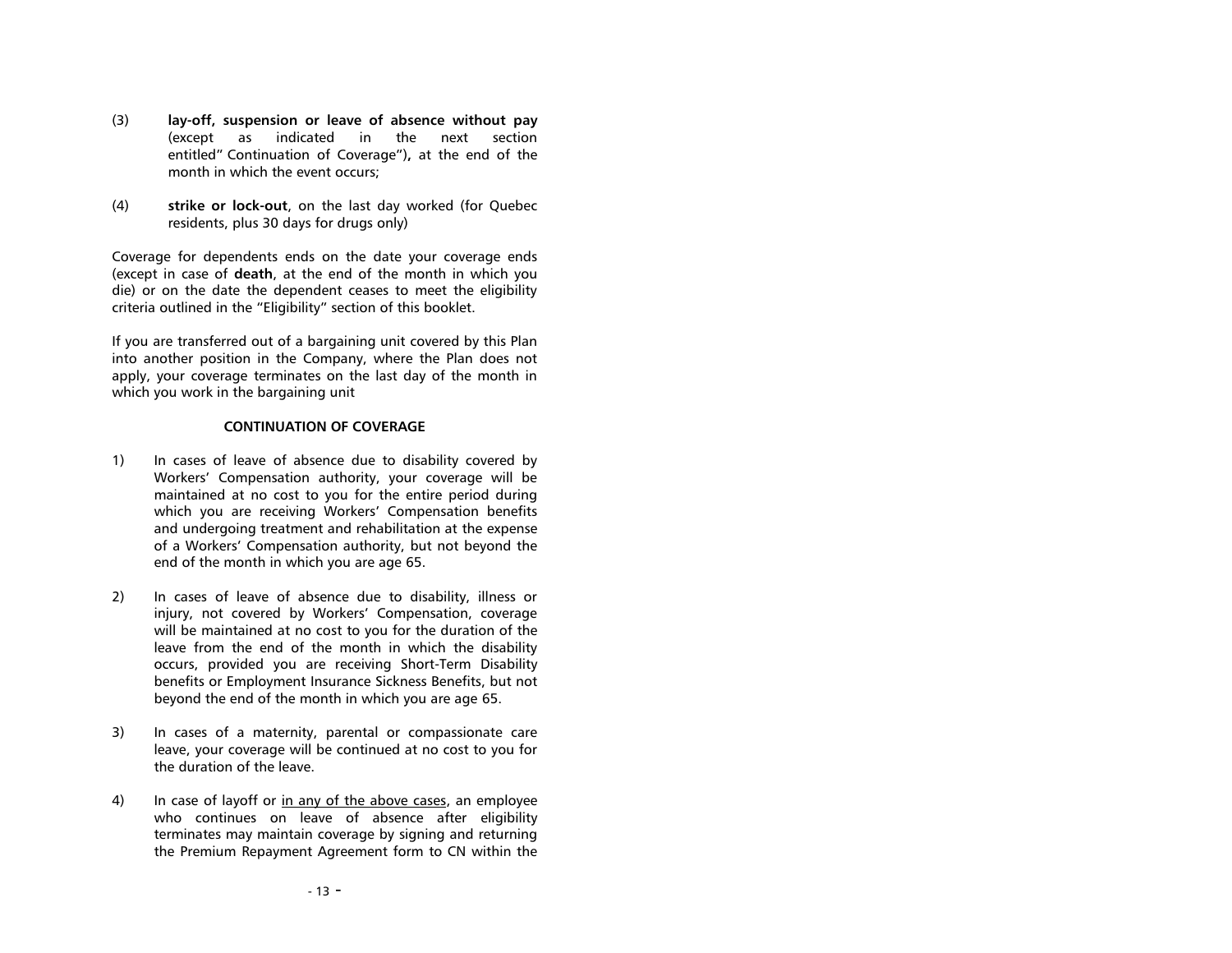(3) **lay-off, suspension or leave of absence without pay** (except as indicated in the next section entitled" Continuation of Coverage")**,** at the end of the month in which the event occurs;

(4) **strike or lock-out**, on the last day worked (for Quebec residents, plus 30 days for drugs only)

Coverage for dependents ends on the date your coverage ends (except in case of **death**, at the end of the month in which you die) or on the date the dependent ceases to meet the eligibility criteria outlined in the "Eligibility" section of this booklet.

If you are transferred out of a bargaining unit covered by this Plan into another position in the Company, where the Plan does not apply, your coverage terminates on the last day of the month in which you work in the bargaining unit

**CONTINUATION OF COVERAGE**

1) In cases of leave of absence due to disability covered by Workers' Compensation authority, your coverage will be maintained at no cost to you for the entire period during which you are receiving Workers' Compensation benefits and undergoing treatment and rehabilitation at the expense of a Workers' Compensation authority, but not beyond the end of the month in which you are age 65.

2) In cases of leave of absence due to disability, illness or injury, not covered by Workers' Compensation, coverage will be maintained at no cost to you for the duration of the leave from the end of the month in which the disability occurs, provided you are receiving Short-Term Disability benefits or Employment Insurance Sickness Benefits, but not beyond the end of the month in which you are age 65.

3) In cases of a maternity, parental or compassionate care leave, your coverage will be continued at no cost to you for the duration of the leave.

4) In case of layoff or <u>in any of the above cases</u>, an employee who continues on leave of absence after eligibility terminates may maintain coverage by signing and returning the Premium Repayment Agreement form to CN within the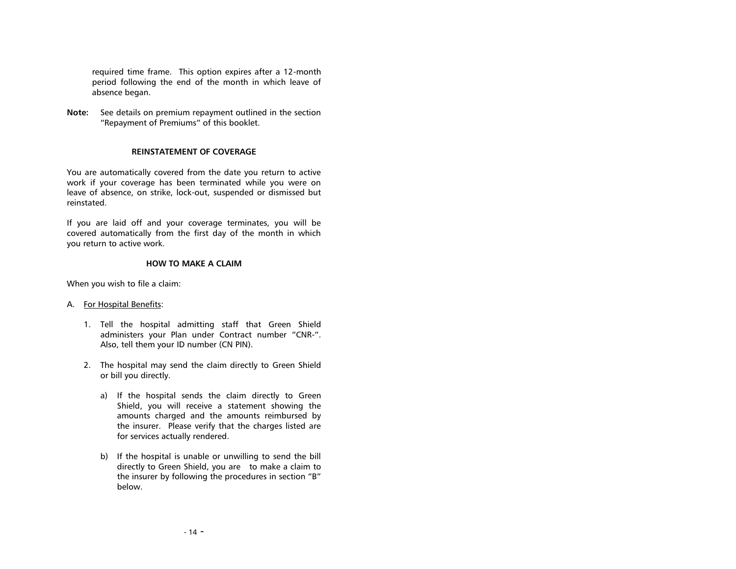required time frame. This option expires after a 12-month period following the end of the month in which leave of absence began.

**Note:** See details on premium repayment outlined in the section "Repayment of Premiums" of this booklet.

## REINSTATEMENT OF COVERAGE

You are automatically covered from the date you return to active work if your coverage has been terminated while you were on leave of absence, on strike, lock-out, suspended or dismissed but reinstated.

If you are laid off and your coverage terminates, you will be covered automatically from the first day of the month in which you return to active work.

## HOW TO MAKE A CLAIM

When you wish to file a claim:

A. For Hospital Benefits:

1. Tell the hospital admitting staff that Green Shield administers your Plan under Contract number "CNR-". Also, tell them your ID number (CN PIN).

2. The hospital may send the claim directly to Green Shield or bill you directly.

   a) If the hospital sends the claim directly to Green Shield, you will receive a statement showing the amounts charged and the amounts reimbursed by the insurer. Please verify that the charges listed are for services actually rendered.

   b) If the hospital is unable or unwilling to send the bill directly to Green Shield, you are to make a claim to the insurer by following the procedures in section "B" below.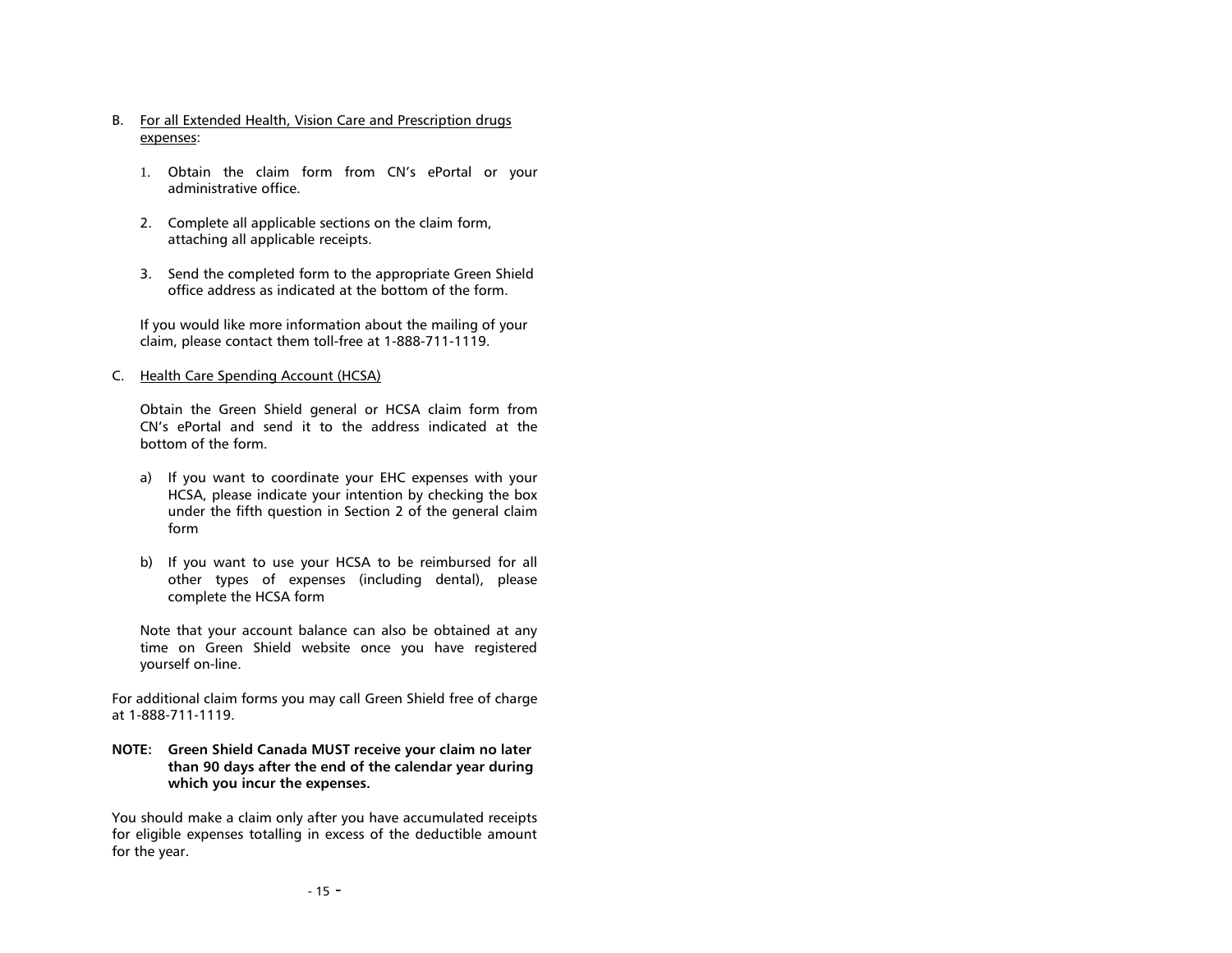B. For all Extended Health, Vision Care and Prescription drugs expenses:

1. Obtain the claim form from CN's ePortal or your administrative office.

2. Complete all applicable sections on the claim form, attaching all applicable receipts.

3. Send the completed form to the appropriate Green Shield office address as indicated at the bottom of the form.

If you would like more information about the mailing of your claim, please contact them toll-free at 1-888-711-1119.

C. Health Care Spending Account (HCSA)

Obtain the Green Shield general or HCSA claim form from CN's ePortal and send it to the address indicated at the bottom of the form.

a) If you want to coordinate your EHC expenses with your HCSA, please indicate your intention by checking the box under the fifth question in Section 2 of the general claim form

b) If you want to use your HCSA to be reimbursed for all other types of expenses (including dental), please complete the HCSA form

Note that your account balance can also be obtained at any time on Green Shield website once you have registered yourself on-line.

For additional claim forms you may call Green Shield free of charge at 1-888-711-1119.

**NOTE: Green Shield Canada MUST receive your claim no later than 90 days after the end of the calendar year during which you incur the expenses.**

You should make a claim only after you have accumulated receipts for eligible expenses totalling in excess of the deductible amount for the year.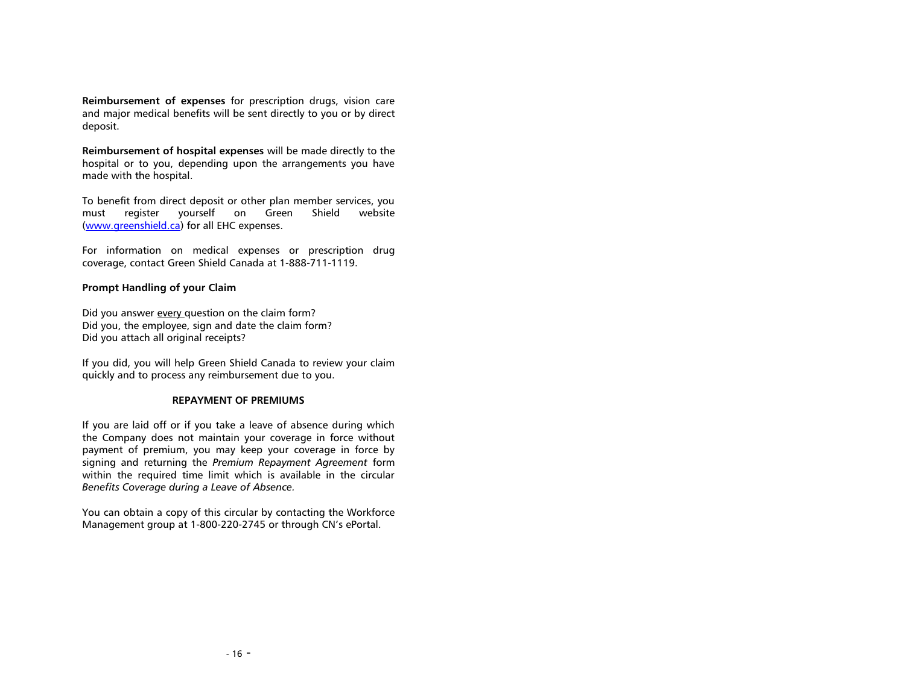**Reimbursement of expenses** for prescription drugs, vision care and major medical benefits will be sent directly to you or by direct deposit.

**Reimbursement of hospital expenses** will be made directly to the hospital or to you, depending upon the arrangements you have made with the hospital.

To benefit from direct deposit or other plan member services, you must register yourself on Green Shield website (www.greenshield.ca) for all EHC expenses.

For information on medical expenses or prescription drug coverage, contact Green Shield Canada at 1-888-711-1119.

**Prompt Handling of your Claim**

Did you answer every question on the claim form?
Did you, the employee, sign and date the claim form?
Did you attach all original receipts?

If you did, you will help Green Shield Canada to review your claim quickly and to process any reimbursement due to you.

## REPAYMENT OF PREMIUMS

If you are laid off or if you take a leave of absence during which the Company does not maintain your coverage in force without payment of premium, you may keep your coverage in force by signing and returning the *Premium Repayment Agreement* form within the required time limit which is available in the circular *Benefits Coverage during a Leave of Absence*.

You can obtain a copy of this circular by contacting the Workforce Management group at 1-800-220-2745 or through CN's ePortal.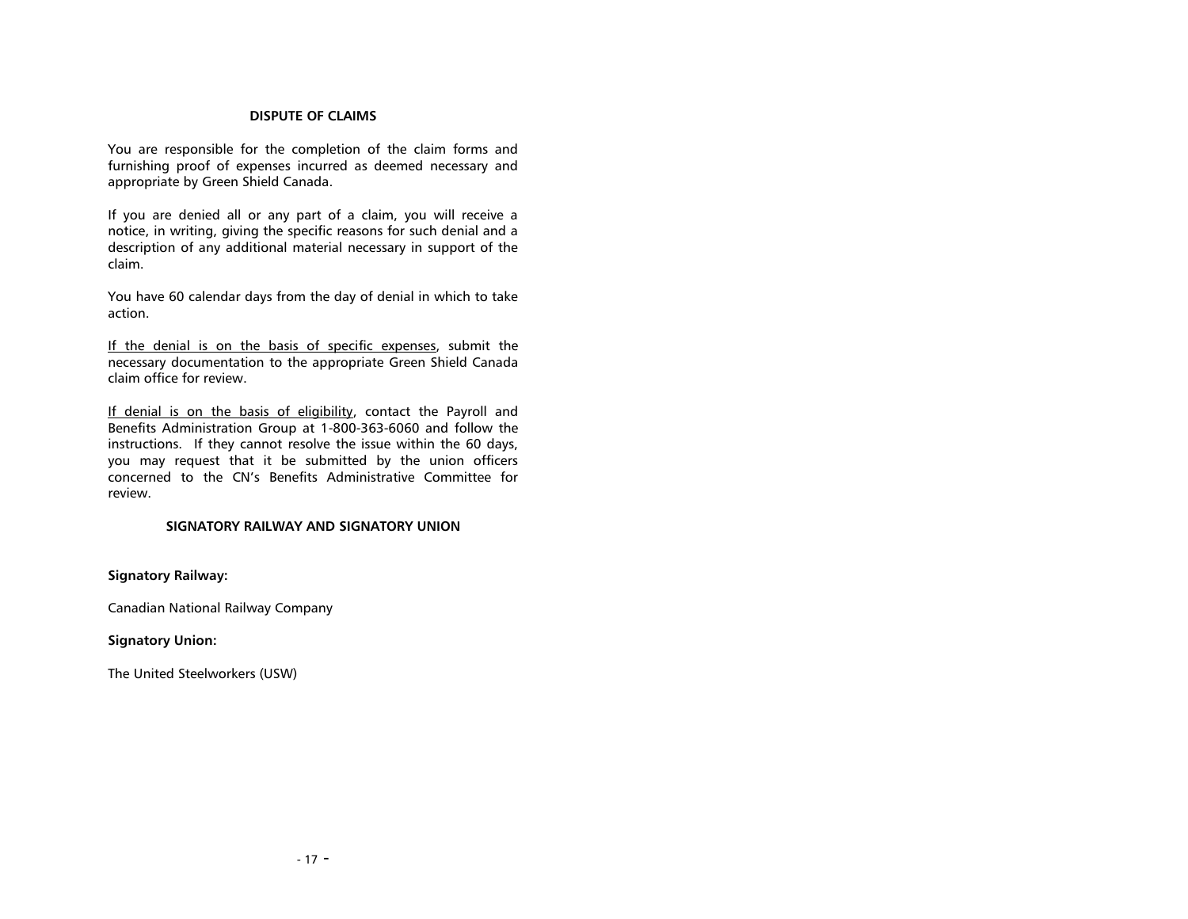## DISPUTE OF CLAIMS

You are responsible for the completion of the claim forms and furnishing proof of expenses incurred as deemed necessary and appropriate by Green Shield Canada.

If you are denied all or any part of a claim, you will receive a notice, in writing, giving the specific reasons for such denial and a description of any additional material necessary in support of the claim.

You have 60 calendar days from the day of denial in which to take action.

<u>If the denial is on the basis of specific expenses</u>, submit the necessary documentation to the appropriate Green Shield Canada claim office for review.

<u>If denial is on the basis of eligibility</u>, contact the Payroll and Benefits Administration Group at 1-800-363-6060 and follow the instructions. If they cannot resolve the issue within the 60 days, you may request that it be submitted by the union officers concerned to the CN's Benefits Administrative Committee for review.

## SIGNATORY RAILWAY AND SIGNATORY UNION

**Signatory Railway:**

Canadian National Railway Company

**Signatory Union:**

The United Steelworkers (USW)